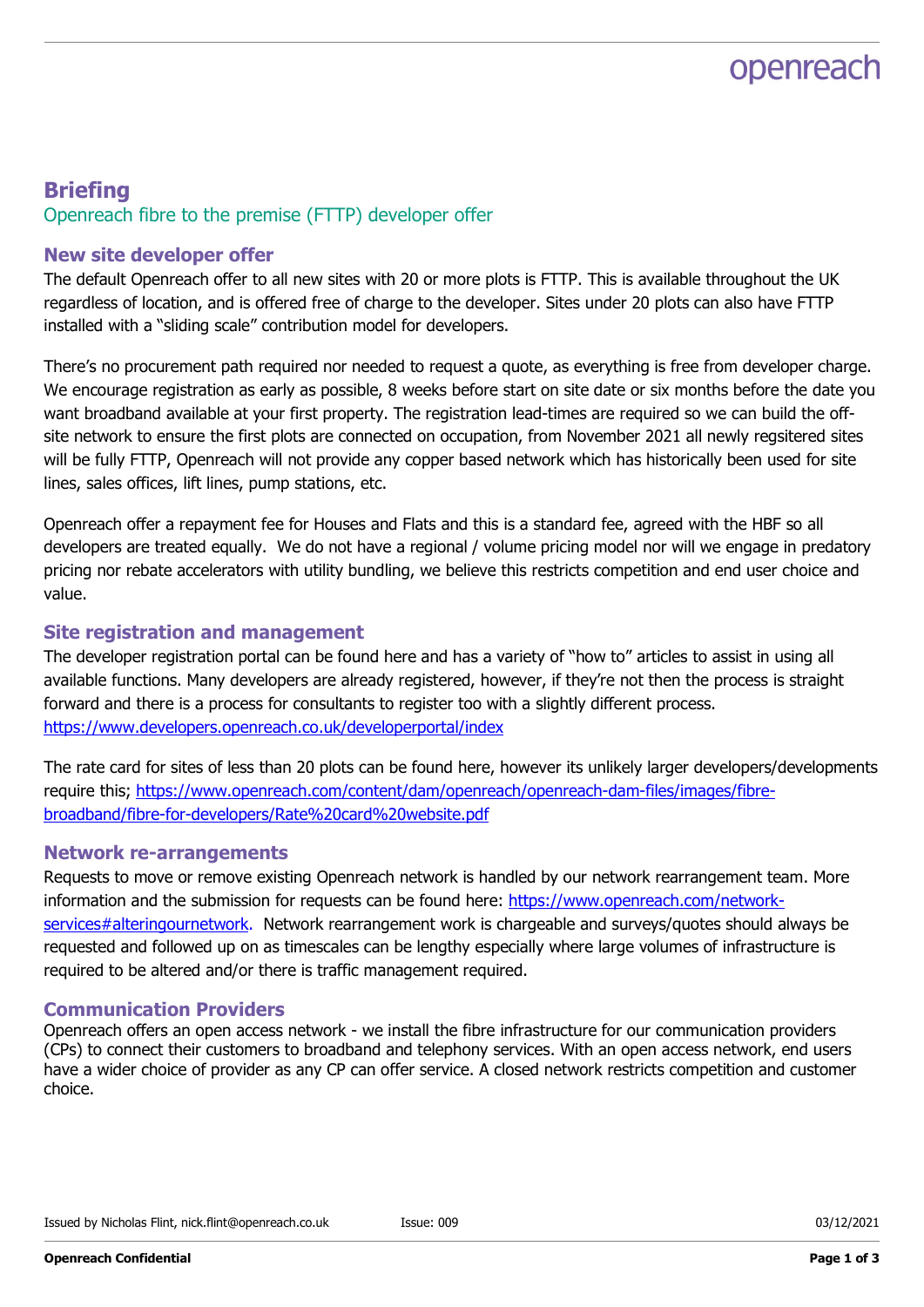# Briefing

## Openreach fibre to the premise (FTTP) developer offer

### New site developer offer

The default Openreach offer to all new sites with 20 or more plots is FTTP. This is available throughout the UK regardless of location, and is offered free of charge to the developer. Sites under 20 plots can also have FTTP installed with a "sliding scale" contribution model for developers.

There's no procurement path required nor needed to request a quote, as everything is free from developer charge. We encourage registration as early as possible, 8 weeks before start on site date or six months before the date you want broadband available at your first property. The registration lead-times are required so we can build the off-site network to ensure the first plots are connected on occupation, from November 2021 all newly regsitered sites will be fully FTTP, Openreach will not provide any copper based network which has historically been used for site lines, sales offices, lift lines, pump stations, etc.

Openreach offer a repayment fee for Houses and Flats and this is a standard fee, agreed with the HBF so all developers are treated equally. We do not have a regional / volume pricing model nor will we engage in predatory pricing nor rebate accelerators with utility bundling, we believe this restricts competition and end user choice and value.

### Site registration and management

The developer registration portal can be found here and has a variety of "how to" articles to assist in using all available functions. Many developers are already registered, however, if they're not then the process is straight forward and there is a process for consultants to register too with a slightly different process.
https://www.developers.openreach.co.uk/developerportal/index

The rate card for sites of less than 20 plots can be found here, however its unlikely larger developers/developments require this; https://www.openreach.com/content/dam/openreach/openreach-dam-files/images/fibre-broadband/fibre-for-developers/Rate%20card%20website.pdf

### Network re-arrangements

Requests to move or remove existing Openreach network is handled by our network rearrangement team. More information and the submission for requests can be found here: https://www.openreach.com/network-services#alteringournetwork. Network rearrangement work is chargeable and surveys/quotes should always be requested and followed up on as timescales can be lengthy especially where large volumes of infrastructure is required to be altered and/or there is traffic management required.

### Communication Providers

Openreach offers an open access network - we install the fibre infrastructure for our communication providers (CPs) to connect their customers to broadband and telephony services. With an open access network, end users have a wider choice of provider as any CP can offer service. A closed network restricts competition and customer choice.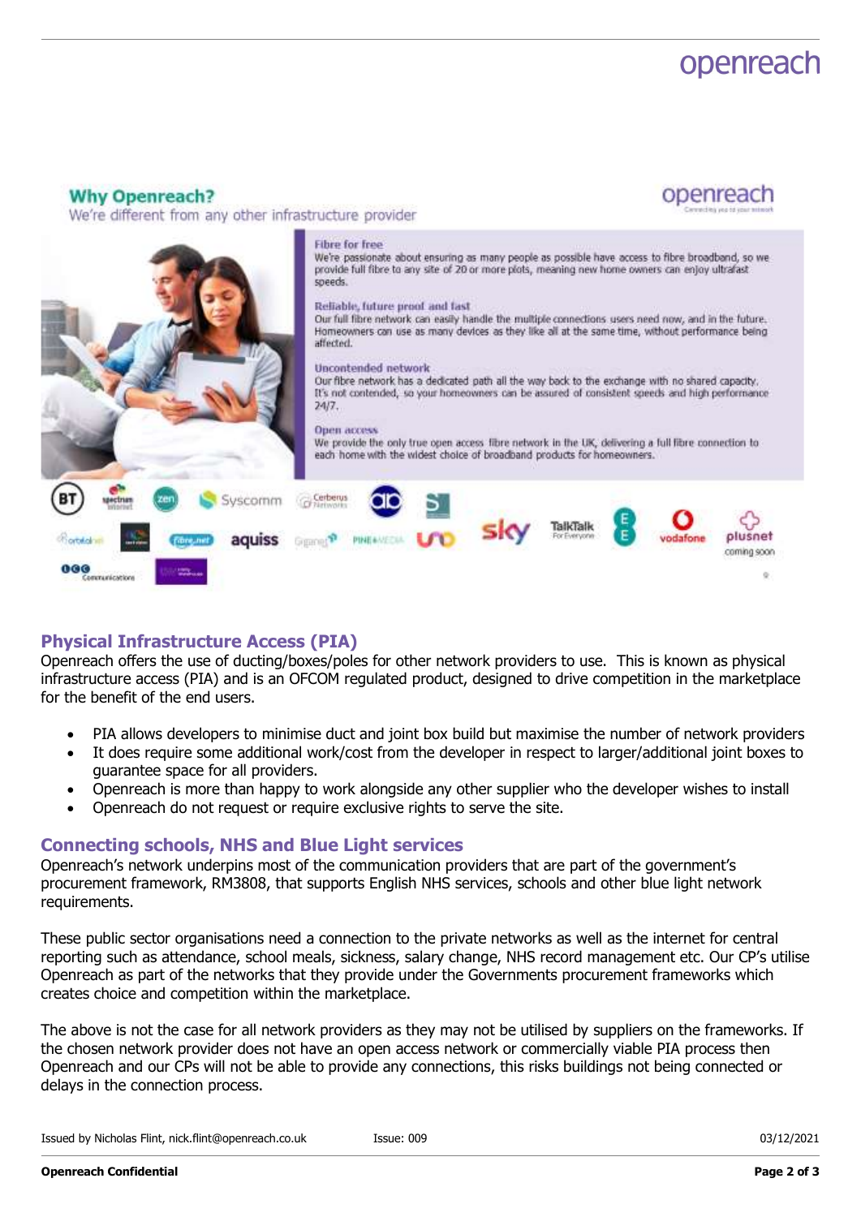## Why Openreach?

We're different from any other infrastructure provider

**Fibre for free**
We're passionate about ensuring as many people as possible have access to fibre broadband, so we provide full fibre to any site of 20 or more plots, meaning new home owners can enjoy ultrafast speeds.

**Reliable, future proof and fast**
Our full fibre network can easily handle the multiple connections users need now, and in the future. Homeowners can use as many devices as they like all at the same time, without performance being affected.

**Uncontended network**
Our fibre network has a dedicated path all the way back to the exchange with no shared capacity. It's not contended, so your homeowners can be assured of consistent speeds and high performance 24/7.

**Open access**
We provide the only true open access fibre network in the UK, delivering a full fibre connection to each home with the widest choice of broadband products for homeowners.

## Physical Infrastructure Access (PIA)

Openreach offers the use of ducting/boxes/poles for other network providers to use. This is known as physical infrastructure access (PIA) and is an OFCOM regulated product, designed to drive competition in the marketplace for the benefit of the end users.

- PIA allows developers to minimise duct and joint box build but maximise the number of network providers
- It does require some additional work/cost from the developer in respect to larger/additional joint boxes to guarantee space for all providers.
- Openreach is more than happy to work alongside any other supplier who the developer wishes to install
- Openreach do not request or require exclusive rights to serve the site.

## Connecting schools, NHS and Blue Light services

Openreach's network underpins most of the communication providers that are part of the government's procurement framework, RM3808, that supports English NHS services, schools and other blue light network requirements.

These public sector organisations need a connection to the private networks as well as the internet for central reporting such as attendance, school meals, sickness, salary change, NHS record management etc. Our CP's utilise Openreach as part of the networks that they provide under the Governments procurement frameworks which creates choice and competition within the marketplace.

The above is not the case for all network providers as they may not be utilised by suppliers on the frameworks. If the chosen network provider does not have an open access network or commercially viable PIA process then Openreach and our CPs will not be able to provide any connections, this risks buildings not being connected or delays in the connection process.

Issued by Nicholas Flint, nick.flint@openreach.co.uk Issue: 009 03/12/2021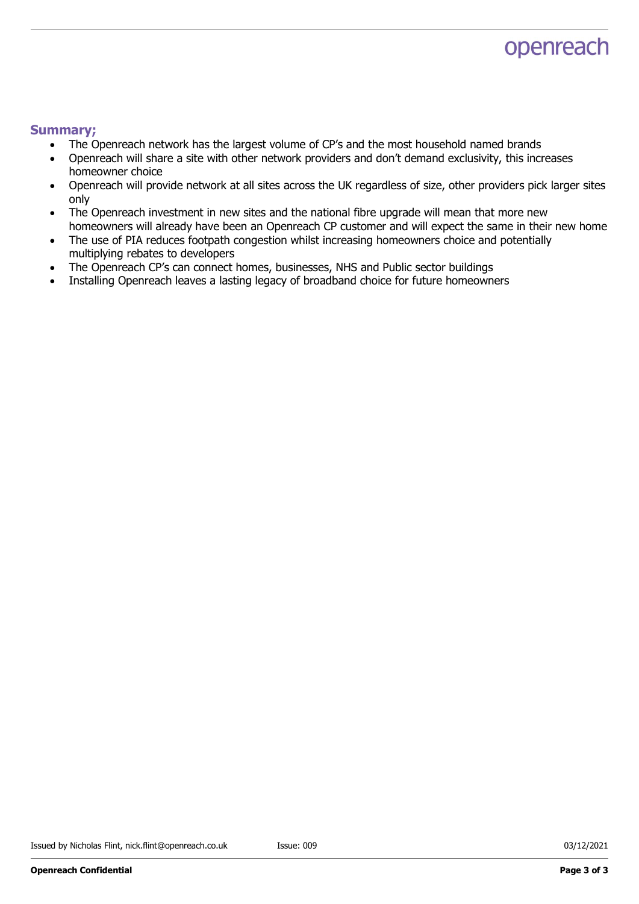## Summary;

- The Openreach network has the largest volume of CP's and the most household named brands
- Openreach will share a site with other network providers and don't demand exclusivity, this increases homeowner choice
- Openreach will provide network at all sites across the UK regardless of size, other providers pick larger sites only
- The Openreach investment in new sites and the national fibre upgrade will mean that more new homeowners will already have been an Openreach CP customer and will expect the same in their new home
- The use of PIA reduces footpath congestion whilst increasing homeowners choice and potentially multiplying rebates to developers
- The Openreach CP's can connect homes, businesses, NHS and Public sector buildings
- Installing Openreach leaves a lasting legacy of broadband choice for future homeowners